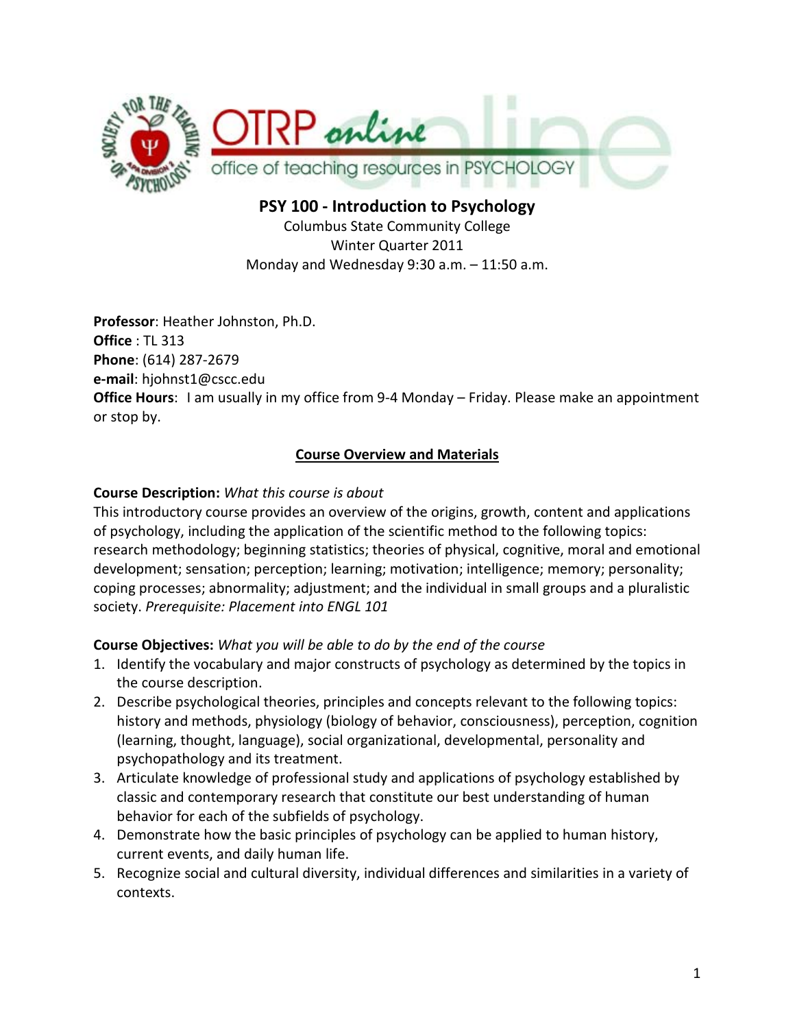# PSY 100 - Introduction to Psychology

Columbus State Community College
Winter Quarter 2011
Monday and Wednesday 9:30 a.m. – 11:50 a.m.

**Professor**: Heather Johnston, Ph.D.
**Office** : TL 313
**Phone**: (614) 287-2679
**e-mail**: hjohnst1@cscc.edu
**Office Hours**: I am usually in my office from 9-4 Monday – Friday. Please make an appointment or stop by.

## Course Overview and Materials

**Course Description:** *What this course is about*
This introductory course provides an overview of the origins, growth, content and applications of psychology, including the application of the scientific method to the following topics: research methodology; beginning statistics; theories of physical, cognitive, moral and emotional development; sensation; perception; learning; motivation; intelligence; memory; personality; coping processes; abnormality; adjustment; and the individual in small groups and a pluralistic society. *Prerequisite: Placement into ENGL 101*

**Course Objectives:** *What you will be able to do by the end of the course*

1. Identify the vocabulary and major constructs of psychology as determined by the topics in the course description.
2. Describe psychological theories, principles and concepts relevant to the following topics: history and methods, physiology (biology of behavior, consciousness), perception, cognition (learning, thought, language), social organizational, developmental, personality and psychopathology and its treatment.
3. Articulate knowledge of professional study and applications of psychology established by classic and contemporary research that constitute our best understanding of human behavior for each of the subfields of psychology.
4. Demonstrate how the basic principles of psychology can be applied to human history, current events, and daily human life.
5. Recognize social and cultural diversity, individual differences and similarities in a variety of contexts.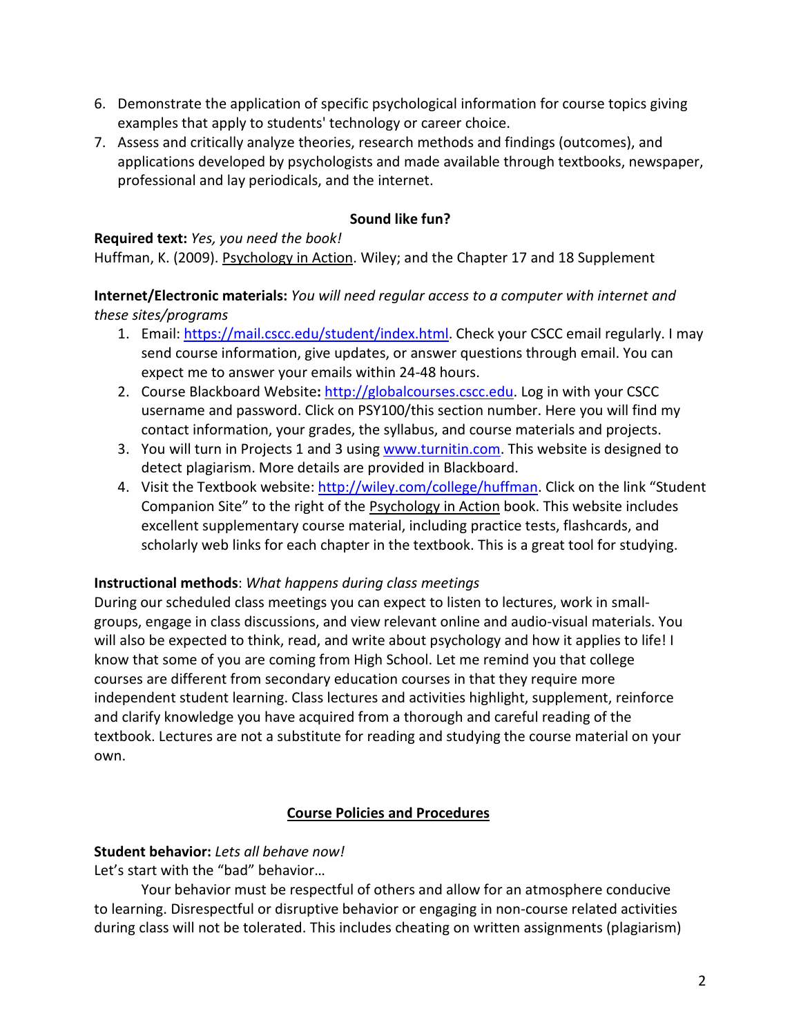6. Demonstrate the application of specific psychological information for course topics giving examples that apply to students' technology or career choice.
7. Assess and critically analyze theories, research methods and findings (outcomes), and applications developed by psychologists and made available through textbooks, newspaper, professional and lay periodicals, and the internet.

**Sound like fun?**

**Required text:** *Yes, you need the book!*
Huffman, K. (2009). Psychology in Action. Wiley; and the Chapter 17 and 18 Supplement

**Internet/Electronic materials:** *You will need regular access to a computer with internet and these sites/programs*

1. Email: https://mail.cscc.edu/student/index.html. Check your CSCC email regularly. I may send course information, give updates, or answer questions through email. You can expect me to answer your emails within 24-48 hours.
2. Course Blackboard Website**:** http://globalcourses.cscc.edu. Log in with your CSCC username and password. Click on PSY100/this section number. Here you will find my contact information, your grades, the syllabus, and course materials and projects.
3. You will turn in Projects 1 and 3 using www.turnitin.com. This website is designed to detect plagiarism. More details are provided in Blackboard.
4. Visit the Textbook website: http://wiley.com/college/huffman. Click on the link "Student Companion Site" to the right of the Psychology in Action book. This website includes excellent supplementary course material, including practice tests, flashcards, and scholarly web links for each chapter in the textbook. This is a great tool for studying.

**Instructional methods**: *What happens during class meetings*
During our scheduled class meetings you can expect to listen to lectures, work in small-groups, engage in class discussions, and view relevant online and audio-visual materials. You will also be expected to think, read, and write about psychology and how it applies to life! I know that some of you are coming from High School. Let me remind you that college courses are different from secondary education courses in that they require more independent student learning. Class lectures and activities highlight, supplement, reinforce and clarify knowledge you have acquired from a thorough and careful reading of the textbook. Lectures are not a substitute for reading and studying the course material on your own.

## Course Policies and Procedures

**Student behavior:** *Lets all behave now!*
Let's start with the "bad" behavior…

Your behavior must be respectful of others and allow for an atmosphere conducive to learning. Disrespectful or disruptive behavior or engaging in non-course related activities during class will not be tolerated. This includes cheating on written assignments (plagiarism)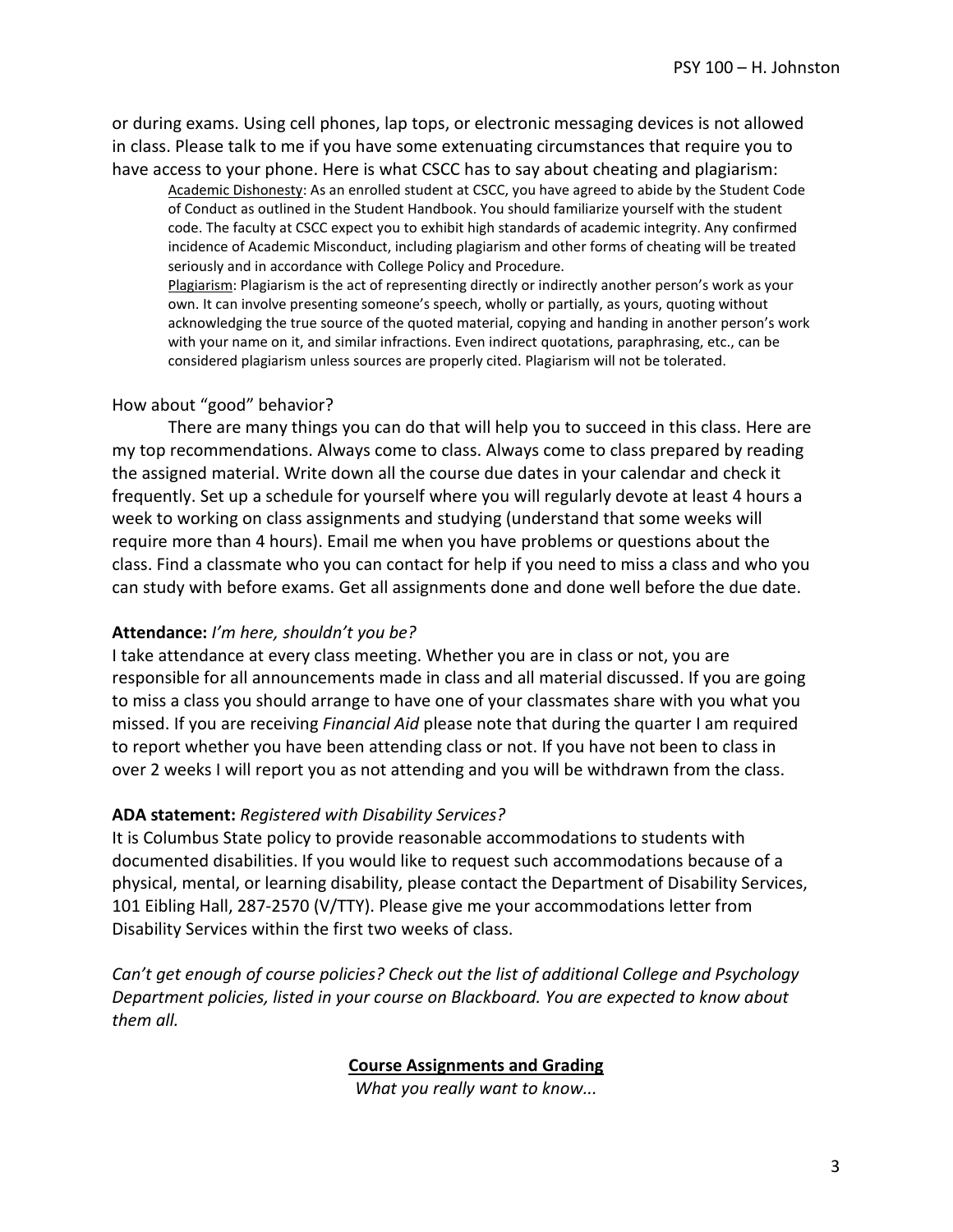or during exams. Using cell phones, lap tops, or electronic messaging devices is not allowed in class. Please talk to me if you have some extenuating circumstances that require you to have access to your phone. Here is what CSCC has to say about cheating and plagiarism:

> Academic Dishonesty: As an enrolled student at CSCC, you have agreed to abide by the Student Code of Conduct as outlined in the Student Handbook. You should familiarize yourself with the student code. The faculty at CSCC expect you to exhibit high standards of academic integrity. Any confirmed incidence of Academic Misconduct, including plagiarism and other forms of cheating will be treated seriously and in accordance with College Policy and Procedure.
>
> Plagiarism: Plagiarism is the act of representing directly or indirectly another person's work as your own. It can involve presenting someone's speech, wholly or partially, as yours, quoting without acknowledging the true source of the quoted material, copying and handing in another person's work with your name on it, and similar infractions. Even indirect quotations, paraphrasing, etc., can be considered plagiarism unless sources are properly cited. Plagiarism will not be tolerated.

How about "good" behavior?

There are many things you can do that will help you to succeed in this class. Here are my top recommendations. Always come to class. Always come to class prepared by reading the assigned material. Write down all the course due dates in your calendar and check it frequently. Set up a schedule for yourself where you will regularly devote at least 4 hours a week to working on class assignments and studying (understand that some weeks will require more than 4 hours). Email me when you have problems or questions about the class. Find a classmate who you can contact for help if you need to miss a class and who you can study with before exams. Get all assignments done and done well before the due date.

**Attendance:** *I'm here, shouldn't you be?*

I take attendance at every class meeting. Whether you are in class or not, you are responsible for all announcements made in class and all material discussed. If you are going to miss a class you should arrange to have one of your classmates share with you what you missed. If you are receiving *Financial Aid* please note that during the quarter I am required to report whether you have been attending class or not. If you have not been to class in over 2 weeks I will report you as not attending and you will be withdrawn from the class.

**ADA statement:** *Registered with Disability Services?*

It is Columbus State policy to provide reasonable accommodations to students with documented disabilities. If you would like to request such accommodations because of a physical, mental, or learning disability, please contact the Department of Disability Services, 101 Eibling Hall, 287-2570 (V/TTY). Please give me your accommodations letter from Disability Services within the first two weeks of class.

*Can't get enough of course policies? Check out the list of additional College and Psychology Department policies, listed in your course on Blackboard. You are expected to know about them all.*

## Course Assignments and Grading

*What you really want to know...*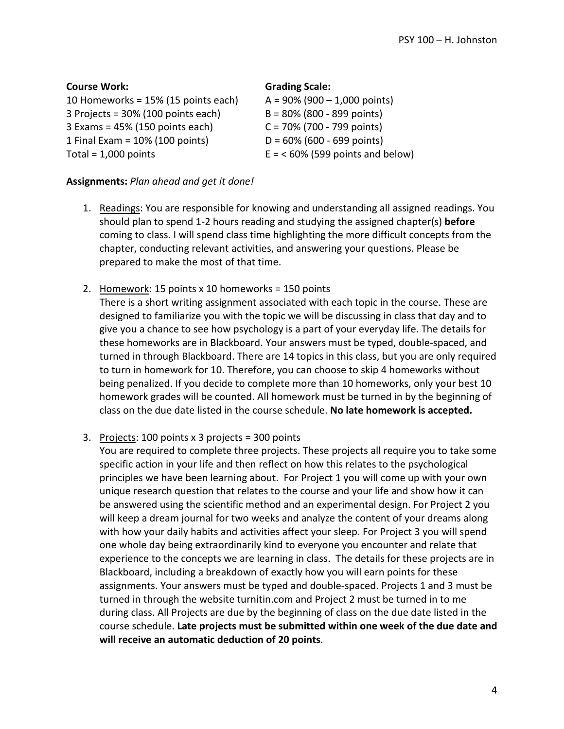**Course Work:**

10 Homeworks = 15% (15 points each)
3 Projects = 30% (100 points each)
3 Exams = 45% (150 points each)
1 Final Exam = 10% (100 points)
Total = 1,000 points

**Grading Scale:**

A = 90% (900 – 1,000 points)
B = 80% (800 - 899 points)
C = 70% (700 - 799 points)
D = 60% (600 - 699 points)
E = < 60% (599 points and below)

**Assignments:** *Plan ahead and get it done!*

1. Readings: You are responsible for knowing and understanding all assigned readings. You should plan to spend 1-2 hours reading and studying the assigned chapter(s) **before** coming to class. I will spend class time highlighting the more difficult concepts from the chapter, conducting relevant activities, and answering your questions. Please be prepared to make the most of that time.

2. Homework: 15 points x 10 homeworks = 150 points
   There is a short writing assignment associated with each topic in the course. These are designed to familiarize you with the topic we will be discussing in class that day and to give you a chance to see how psychology is a part of your everyday life. The details for these homeworks are in Blackboard. Your answers must be typed, double-spaced, and turned in through Blackboard. There are 14 topics in this class, but you are only required to turn in homework for 10. Therefore, you can choose to skip 4 homeworks without being penalized. If you decide to complete more than 10 homeworks, only your best 10 homework grades will be counted. All homework must be turned in by the beginning of class on the due date listed in the course schedule. **No late homework is accepted.**

3. Projects: 100 points x 3 projects = 300 points
   You are required to complete three projects. These projects all require you to take some specific action in your life and then reflect on how this relates to the psychological principles we have been learning about. For Project 1 you will come up with your own unique research question that relates to the course and your life and show how it can be answered using the scientific method and an experimental design. For Project 2 you will keep a dream journal for two weeks and analyze the content of your dreams along with how your daily habits and activities affect your sleep. For Project 3 you will spend one whole day being extraordinarily kind to everyone you encounter and relate that experience to the concepts we are learning in class. The details for these projects are in Blackboard, including a breakdown of exactly how you will earn points for these assignments. Your answers must be typed and double-spaced. Projects 1 and 3 must be turned in through the website turnitin.com and Project 2 must be turned in to me during class. All Projects are due by the beginning of class on the due date listed in the course schedule. **Late projects must be submitted within one week of the due date and will receive an automatic deduction of 20 points**.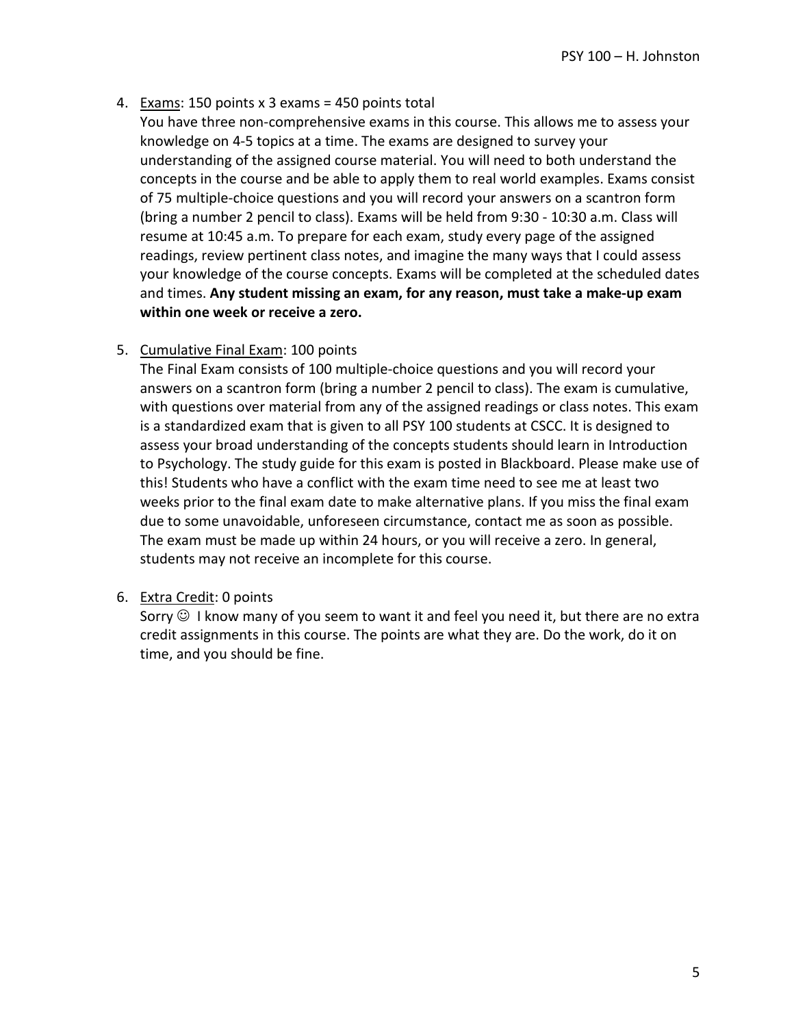4. <u>Exams</u>: 150 points x 3 exams = 450 points total
   You have three non-comprehensive exams in this course. This allows me to assess your knowledge on 4-5 topics at a time. The exams are designed to survey your understanding of the assigned course material. You will need to both understand the concepts in the course and be able to apply them to real world examples. Exams consist of 75 multiple-choice questions and you will record your answers on a scantron form (bring a number 2 pencil to class). Exams will be held from 9:30 - 10:30 a.m. Class will resume at 10:45 a.m. To prepare for each exam, study every page of the assigned readings, review pertinent class notes, and imagine the many ways that I could assess your knowledge of the course concepts. Exams will be completed at the scheduled dates and times. **Any student missing an exam, for any reason, must take a make-up exam within one week or receive a zero.**

5. <u>Cumulative Final Exam</u>: 100 points
   The Final Exam consists of 100 multiple-choice questions and you will record your answers on a scantron form (bring a number 2 pencil to class). The exam is cumulative, with questions over material from any of the assigned readings or class notes. This exam is a standardized exam that is given to all PSY 100 students at CSCC. It is designed to assess your broad understanding of the concepts students should learn in Introduction to Psychology. The study guide for this exam is posted in Blackboard. Please make use of this! Students who have a conflict with the exam time need to see me at least two weeks prior to the final exam date to make alternative plans. If you miss the final exam due to some unavoidable, unforeseen circumstance, contact me as soon as possible. The exam must be made up within 24 hours, or you will receive a zero. In general, students may not receive an incomplete for this course.

6. <u>Extra Credit</u>: 0 points
   Sorry ☺ I know many of you seem to want it and feel you need it, but there are no extra credit assignments in this course. The points are what they are. Do the work, do it on time, and you should be fine.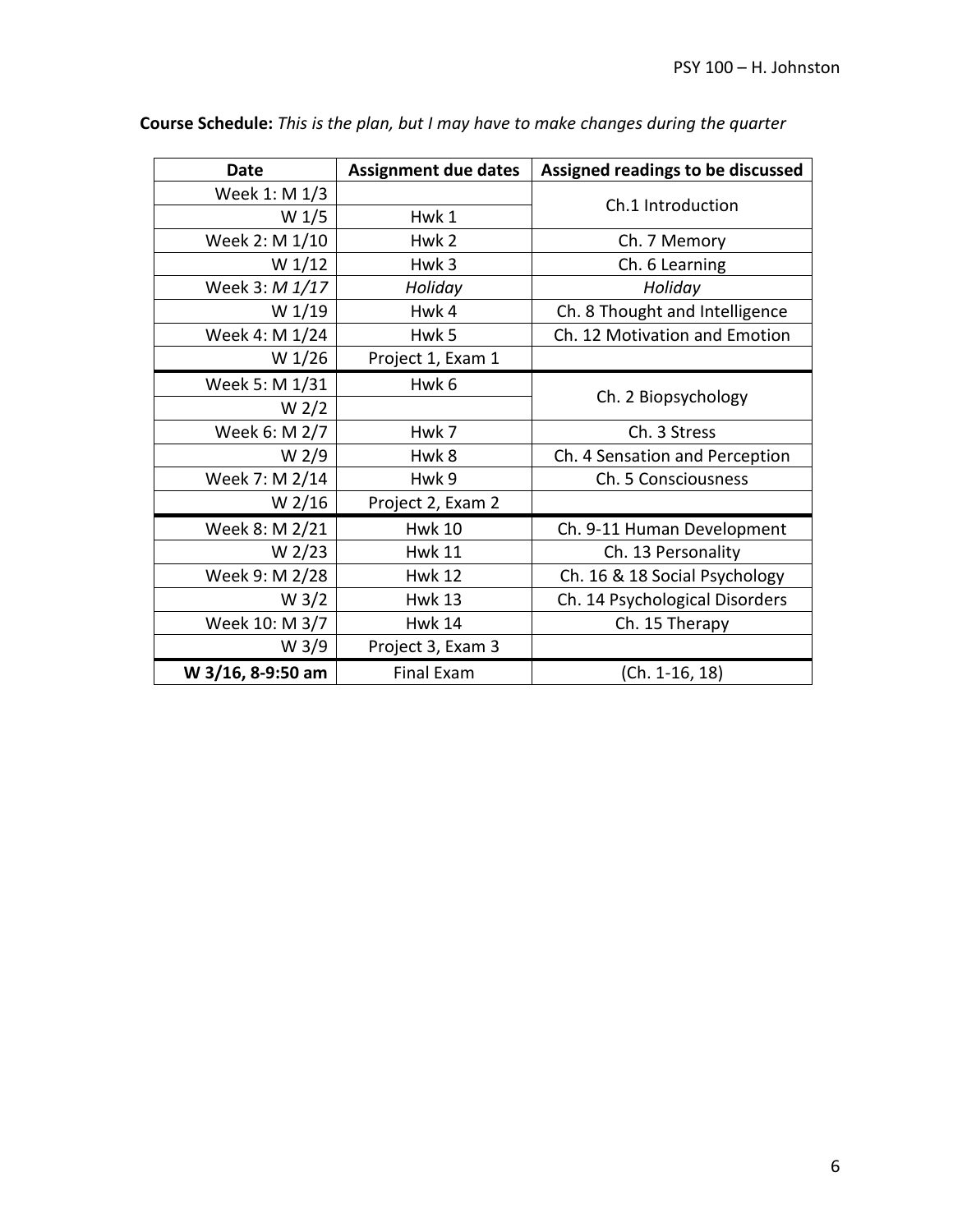**Course Schedule:** *This is the plan, but I may have to make changes during the quarter*

| Date | Assignment due dates | Assigned readings to be discussed |
|---|---|---|
| Week 1: M 1/3 | | Ch.1 Introduction |
| W 1/5 | Hwk 1 | |
| Week 2: M 1/10 | Hwk 2 | Ch. 7 Memory |
| W 1/12 | Hwk 3 | Ch. 6 Learning |
| Week 3: *M 1/17* | *Holiday* | *Holiday* |
| W 1/19 | Hwk 4 | Ch. 8 Thought and Intelligence |
| Week 4: M 1/24 | Hwk 5 | Ch. 12 Motivation and Emotion |
| W 1/26 | Project 1, Exam 1 | |
| Week 5: M 1/31 | Hwk 6 | Ch. 2 Biopsychology |
| W 2/2 | | |
| Week 6: M 2/7 | Hwk 7 | Ch. 3 Stress |
| W 2/9 | Hwk 8 | Ch. 4 Sensation and Perception |
| Week 7: M 2/14 | Hwk 9 | Ch. 5 Consciousness |
| W 2/16 | Project 2, Exam 2 | |
| Week 8: M 2/21 | Hwk 10 | Ch. 9-11 Human Development |
| W 2/23 | Hwk 11 | Ch. 13 Personality |
| Week 9: M 2/28 | Hwk 12 | Ch. 16 & 18 Social Psychology |
| W 3/2 | Hwk 13 | Ch. 14 Psychological Disorders |
| Week 10: M 3/7 | Hwk 14 | Ch. 15 Therapy |
| W 3/9 | Project 3, Exam 3 | |
| **W 3/16, 8-9:50 am** | Final Exam | (Ch. 1-16, 18) |